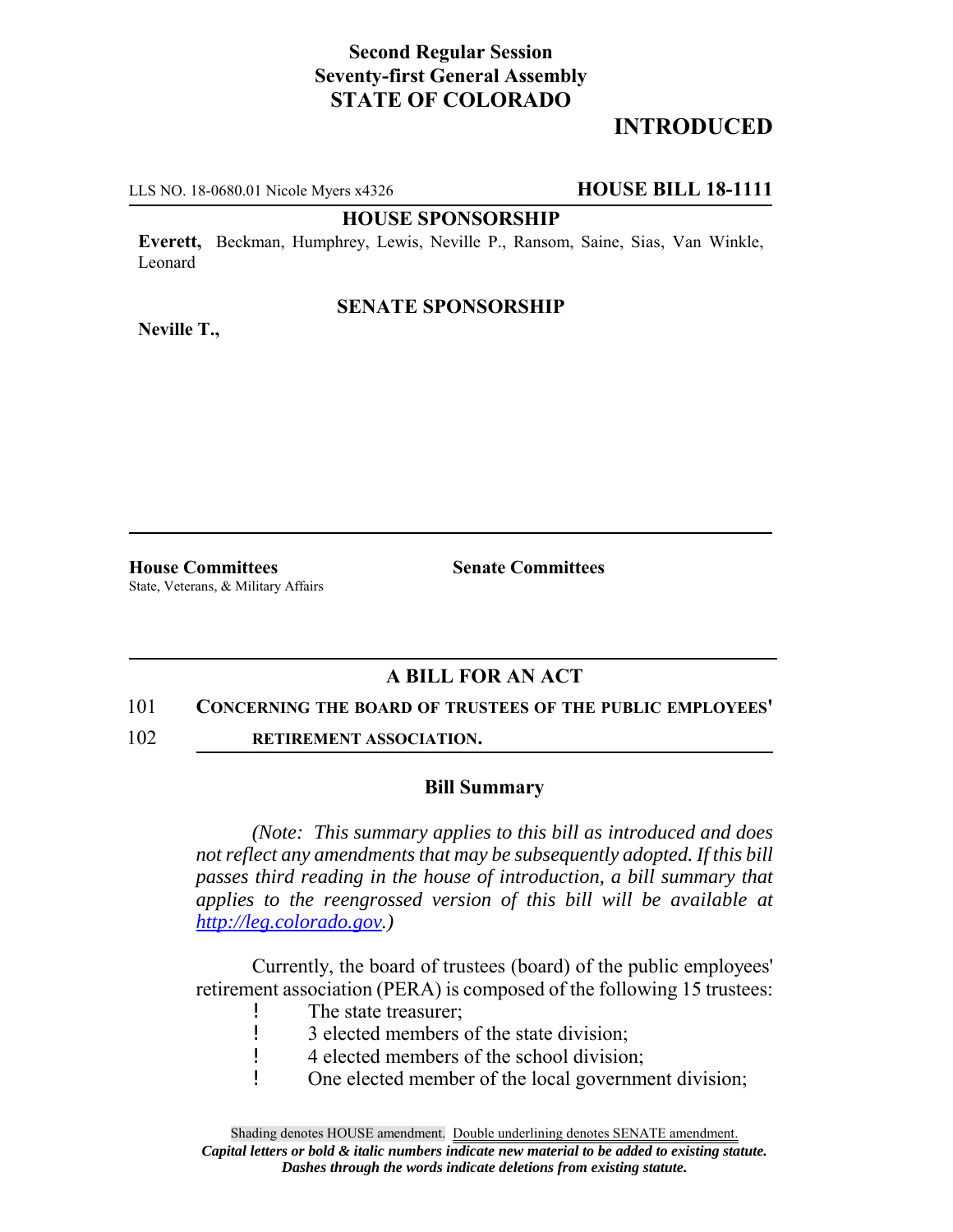**Second Regular Session**
**Seventy-first General Assembly**
**STATE OF COLORADO**

# INTRODUCED

LLS NO. 18-0680.01 Nicole Myers x4326 **HOUSE BILL 18-1111**

**HOUSE SPONSORSHIP**

**Everett,** Beckman, Humphrey, Lewis, Neville P., Ransom, Saine, Sias, Van Winkle, Leonard

**SENATE SPONSORSHIP**

**Neville T.,**

**House Committees**
State, Veterans, & Military Affairs

**Senate Committees**

## A BILL FOR AN ACT

101 **CONCERNING THE BOARD OF TRUSTEES OF THE PUBLIC EMPLOYEES'**

102 **RETIREMENT ASSOCIATION.**

### Bill Summary

*(Note: This summary applies to this bill as introduced and does not reflect any amendments that may be subsequently adopted. If this bill passes third reading in the house of introduction, a bill summary that applies to the reengrossed version of this bill will be available at http://leg.colorado.gov.)*

Currently, the board of trustees (board) of the public employees' retirement association (PERA) is composed of the following 15 trustees:

- The state treasurer;
- 3 elected members of the state division;
- 4 elected members of the school division;
- One elected member of the local government division;

Shading denotes HOUSE amendment. Double underlining denotes SENATE amendment.
*Capital letters or bold & italic numbers indicate new material to be added to existing statute.*
*Dashes through the words indicate deletions from existing statute.*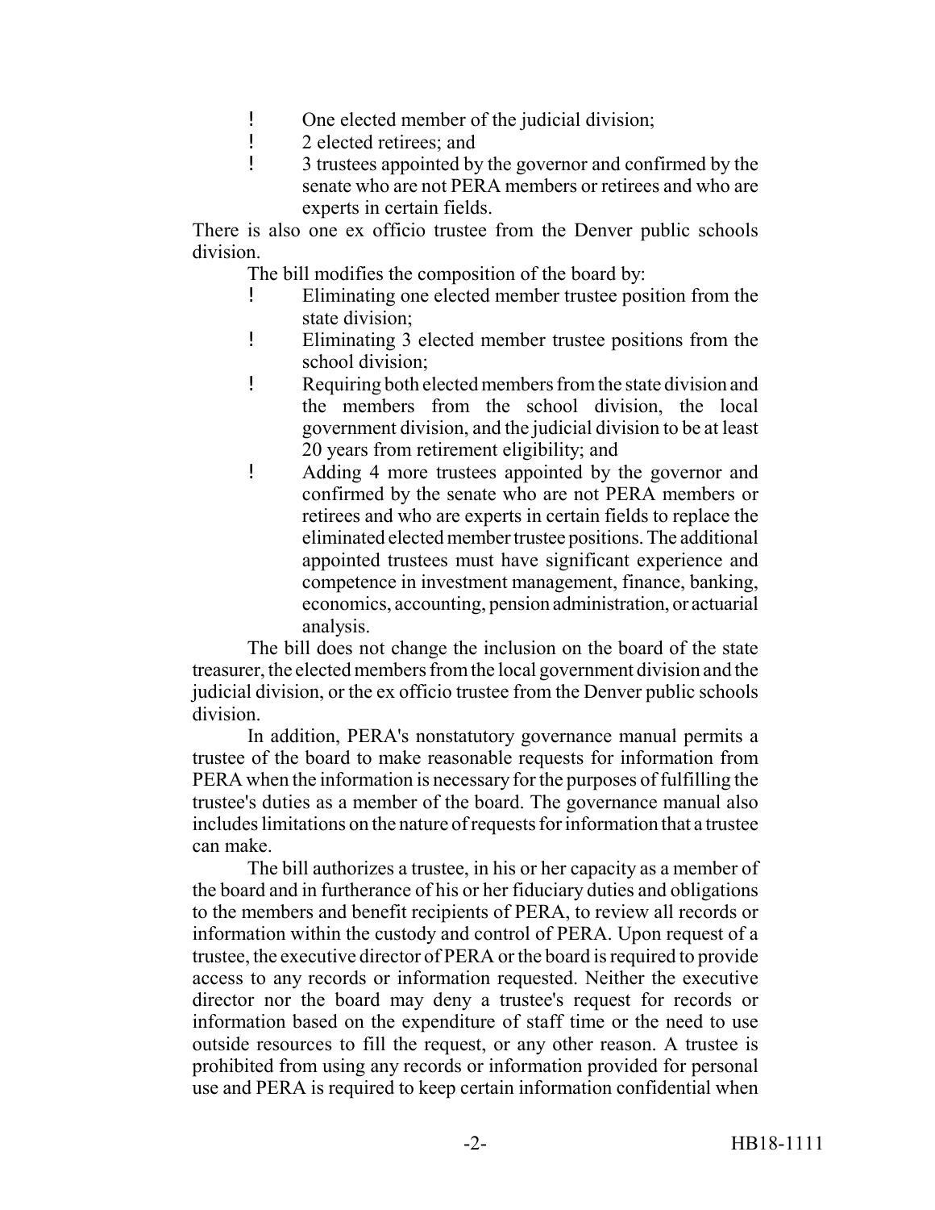- One elected member of the judicial division;
- 2 elected retirees; and
- 3 trustees appointed by the governor and confirmed by the senate who are not PERA members or retirees and who are experts in certain fields.

There is also one ex officio trustee from the Denver public schools division.

The bill modifies the composition of the board by:

- Eliminating one elected member trustee position from the state division;
- Eliminating 3 elected member trustee positions from the school division;
- Requiring both elected members from the state division and the members from the school division, the local government division, and the judicial division to be at least 20 years from retirement eligibility; and
- Adding 4 more trustees appointed by the governor and confirmed by the senate who are not PERA members or retirees and who are experts in certain fields to replace the eliminated elected member trustee positions. The additional appointed trustees must have significant experience and competence in investment management, finance, banking, economics, accounting, pension administration, or actuarial analysis.

The bill does not change the inclusion on the board of the state treasurer, the elected members from the local government division and the judicial division, or the ex officio trustee from the Denver public schools division.

In addition, PERA's nonstatutory governance manual permits a trustee of the board to make reasonable requests for information from PERA when the information is necessary for the purposes of fulfilling the trustee's duties as a member of the board. The governance manual also includes limitations on the nature of requests for information that a trustee can make.

The bill authorizes a trustee, in his or her capacity as a member of the board and in furtherance of his or her fiduciary duties and obligations to the members and benefit recipients of PERA, to review all records or information within the custody and control of PERA. Upon request of a trustee, the executive director of PERA or the board is required to provide access to any records or information requested. Neither the executive director nor the board may deny a trustee's request for records or information based on the expenditure of staff time or the need to use outside resources to fill the request, or any other reason. A trustee is prohibited from using any records or information provided for personal use and PERA is required to keep certain information confidential when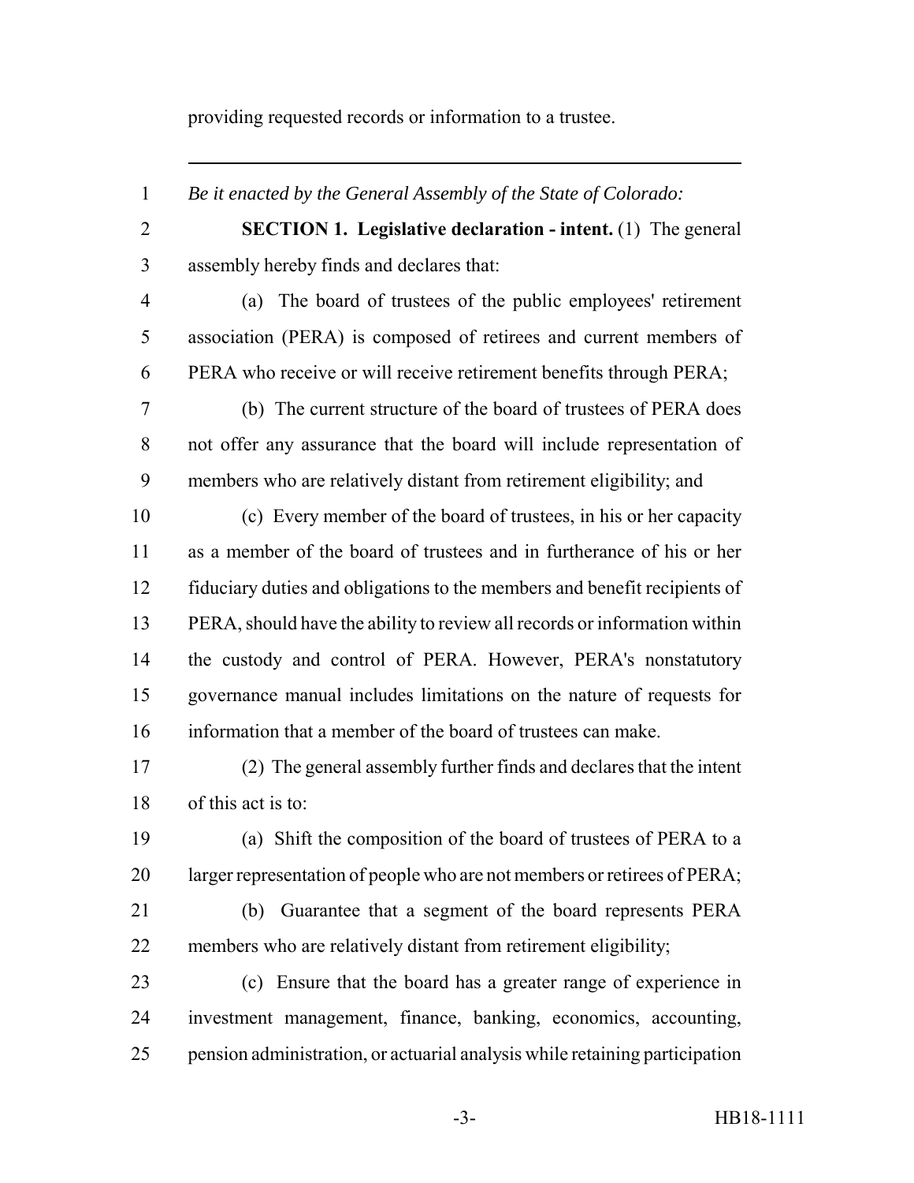providing requested records or information to a trustee.

---

*Be it enacted by the General Assembly of the State of Colorado:*

**SECTION 1. Legislative declaration - intent.** (1) The general assembly hereby finds and declares that:

(a) The board of trustees of the public employees' retirement association (PERA) is composed of retirees and current members of PERA who receive or will receive retirement benefits through PERA;

(b) The current structure of the board of trustees of PERA does not offer any assurance that the board will include representation of members who are relatively distant from retirement eligibility; and

(c) Every member of the board of trustees, in his or her capacity as a member of the board of trustees and in furtherance of his or her fiduciary duties and obligations to the members and benefit recipients of PERA, should have the ability to review all records or information within the custody and control of PERA. However, PERA's nonstatutory governance manual includes limitations on the nature of requests for information that a member of the board of trustees can make.

(2) The general assembly further finds and declares that the intent of this act is to:

(a) Shift the composition of the board of trustees of PERA to a larger representation of people who are not members or retirees of PERA;

(b) Guarantee that a segment of the board represents PERA members who are relatively distant from retirement eligibility;

(c) Ensure that the board has a greater range of experience in investment management, finance, banking, economics, accounting, pension administration, or actuarial analysis while retaining participation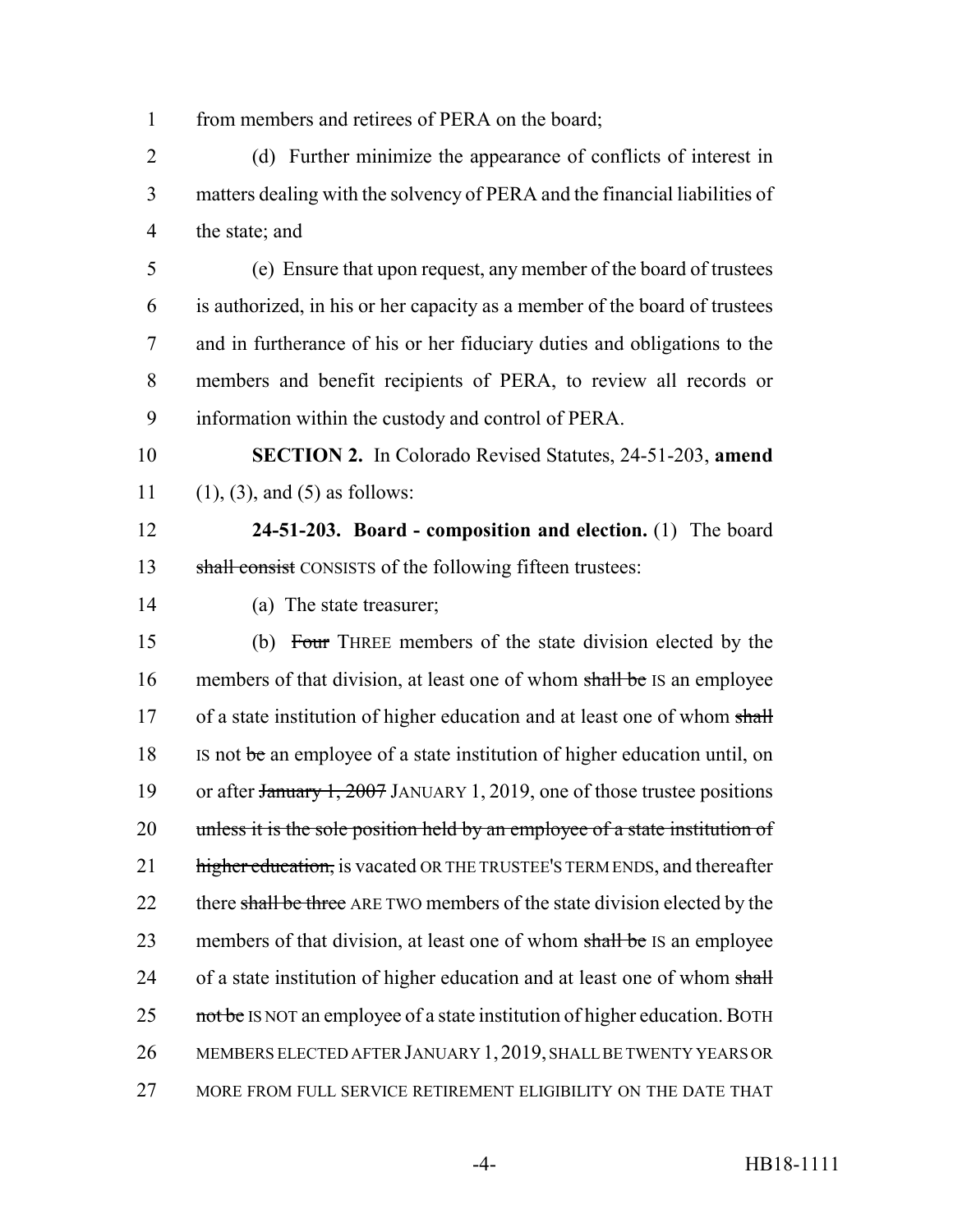from members and retirees of PERA on the board;

(d) Further minimize the appearance of conflicts of interest in matters dealing with the solvency of PERA and the financial liabilities of the state; and

(e) Ensure that upon request, any member of the board of trustees is authorized, in his or her capacity as a member of the board of trustees and in furtherance of his or her fiduciary duties and obligations to the members and benefit recipients of PERA, to review all records or information within the custody and control of PERA.

**SECTION 2.** In Colorado Revised Statutes, 24-51-203, **amend** (1), (3), and (5) as follows:

**24-51-203. Board - composition and election.** (1) The board ~~shall consist~~ CONSISTS of the following fifteen trustees:

(a) The state treasurer;

(b) ~~Four~~ THREE members of the state division elected by the members of that division, at least one of whom ~~shall be~~ IS an employee of a state institution of higher education and at least one of whom ~~shall~~ IS not ~~be~~ an employee of a state institution of higher education until, on or after ~~January 1, 2007~~ JANUARY 1, 2019, one of those trustee positions ~~unless it is the sole position held by an employee of a state institution of higher education,~~ is vacated OR THE TRUSTEE'S TERM ENDS, and thereafter there ~~shall be three~~ ARE TWO members of the state division elected by the members of that division, at least one of whom ~~shall be~~ IS an employee of a state institution of higher education and at least one of whom ~~shall not be~~ IS NOT an employee of a state institution of higher education. BOTH MEMBERS ELECTED AFTER JANUARY 1, 2019, SHALL BE TWENTY YEARS OR MORE FROM FULL SERVICE RETIREMENT ELIGIBILITY ON THE DATE THAT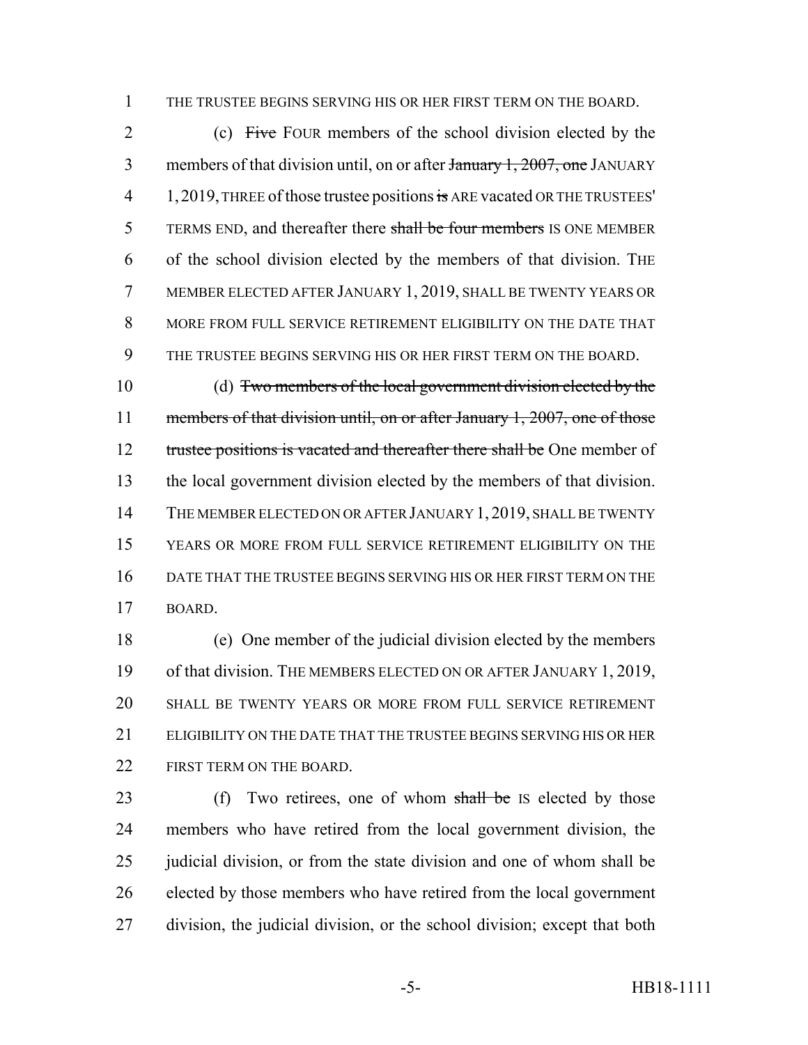THE TRUSTEE BEGINS SERVING HIS OR HER FIRST TERM ON THE BOARD.

(c) ~~Five~~ FOUR members of the school division elected by the members of that division until, on or after ~~January 1, 2007, one~~ JANUARY 1, 2019, THREE of those trustee positions ~~is~~ ARE vacated OR THE TRUSTEES' TERMS END, and thereafter there ~~shall be four members~~ IS ONE MEMBER of the school division elected by the members of that division. THE MEMBER ELECTED AFTER JANUARY 1, 2019, SHALL BE TWENTY YEARS OR MORE FROM FULL SERVICE RETIREMENT ELIGIBILITY ON THE DATE THAT THE TRUSTEE BEGINS SERVING HIS OR HER FIRST TERM ON THE BOARD.

(d) ~~Two members of the local government division elected by the members of that division until, on or after January 1, 2007, one of those trustee positions is vacated and thereafter there shall be~~ One member of the local government division elected by the members of that division. THE MEMBER ELECTED ON OR AFTER JANUARY 1, 2019, SHALL BE TWENTY YEARS OR MORE FROM FULL SERVICE RETIREMENT ELIGIBILITY ON THE DATE THAT THE TRUSTEE BEGINS SERVING HIS OR HER FIRST TERM ON THE BOARD.

(e) One member of the judicial division elected by the members of that division. THE MEMBERS ELECTED ON OR AFTER JANUARY 1, 2019, SHALL BE TWENTY YEARS OR MORE FROM FULL SERVICE RETIREMENT ELIGIBILITY ON THE DATE THAT THE TRUSTEE BEGINS SERVING HIS OR HER FIRST TERM ON THE BOARD.

(f) Two retirees, one of whom ~~shall be~~ IS elected by those members who have retired from the local government division, the judicial division, or from the state division and one of whom shall be elected by those members who have retired from the local government division, the judicial division, or the school division; except that both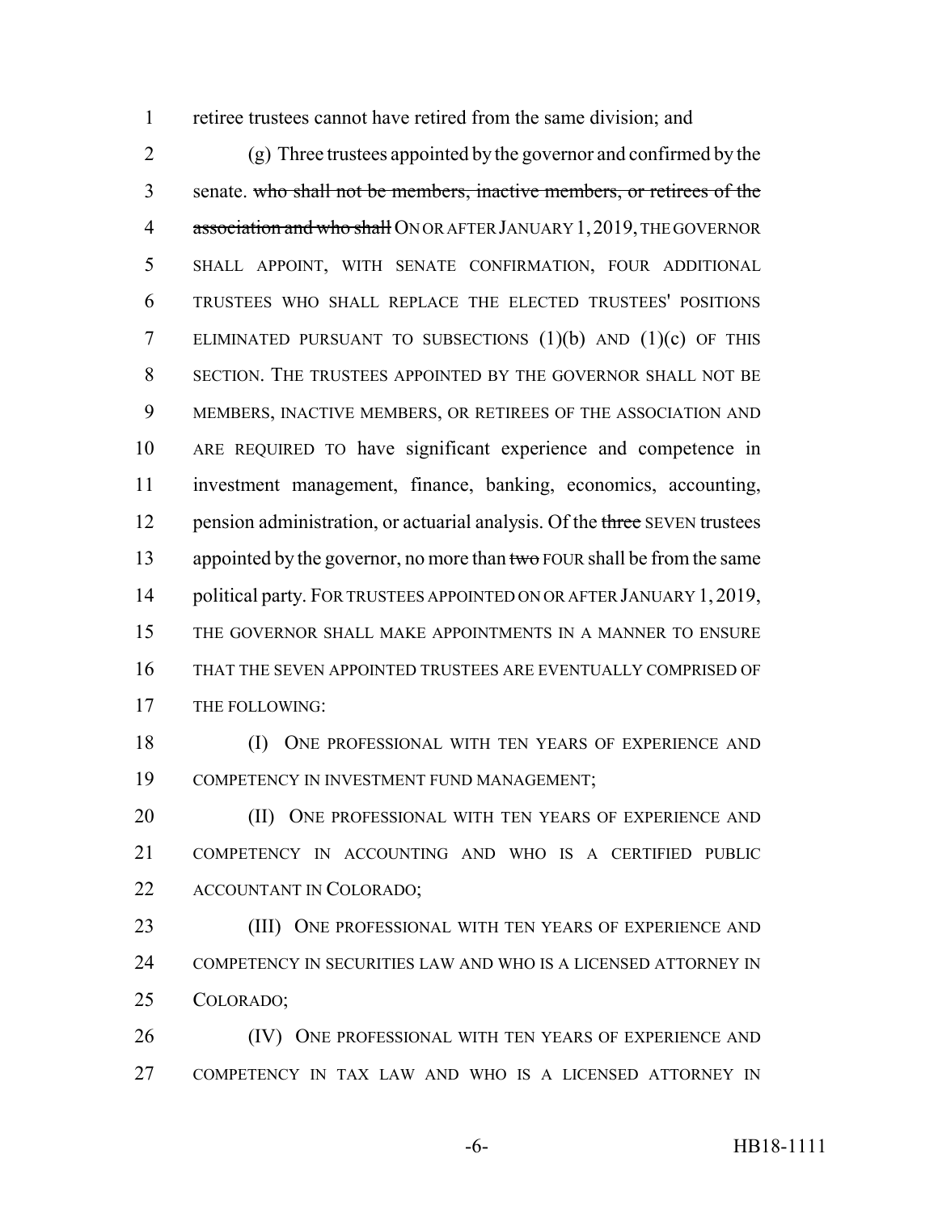retiree trustees cannot have retired from the same division; and

(g) Three trustees appointed by the governor and confirmed by the senate. ~~who shall not be members, inactive members, or retirees of the association and who shall~~ ON OR AFTER JANUARY 1, 2019, THE GOVERNOR SHALL APPOINT, WITH SENATE CONFIRMATION, FOUR ADDITIONAL TRUSTEES WHO SHALL REPLACE THE ELECTED TRUSTEES' POSITIONS ELIMINATED PURSUANT TO SUBSECTIONS (1)(b) AND (1)(c) OF THIS SECTION. THE TRUSTEES APPOINTED BY THE GOVERNOR SHALL NOT BE MEMBERS, INACTIVE MEMBERS, OR RETIREES OF THE ASSOCIATION AND ARE REQUIRED TO have significant experience and competence in investment management, finance, banking, economics, accounting, pension administration, or actuarial analysis. Of the ~~three~~ SEVEN trustees appointed by the governor, no more than ~~two~~ FOUR shall be from the same political party. FOR TRUSTEES APPOINTED ON OR AFTER JANUARY 1, 2019, THE GOVERNOR SHALL MAKE APPOINTMENTS IN A MANNER TO ENSURE THAT THE SEVEN APPOINTED TRUSTEES ARE EVENTUALLY COMPRISED OF THE FOLLOWING:

(I) ONE PROFESSIONAL WITH TEN YEARS OF EXPERIENCE AND COMPETENCY IN INVESTMENT FUND MANAGEMENT;

(II) ONE PROFESSIONAL WITH TEN YEARS OF EXPERIENCE AND COMPETENCY IN ACCOUNTING AND WHO IS A CERTIFIED PUBLIC ACCOUNTANT IN COLORADO;

(III) ONE PROFESSIONAL WITH TEN YEARS OF EXPERIENCE AND COMPETENCY IN SECURITIES LAW AND WHO IS A LICENSED ATTORNEY IN COLORADO;

(IV) ONE PROFESSIONAL WITH TEN YEARS OF EXPERIENCE AND COMPETENCY IN TAX LAW AND WHO IS A LICENSED ATTORNEY IN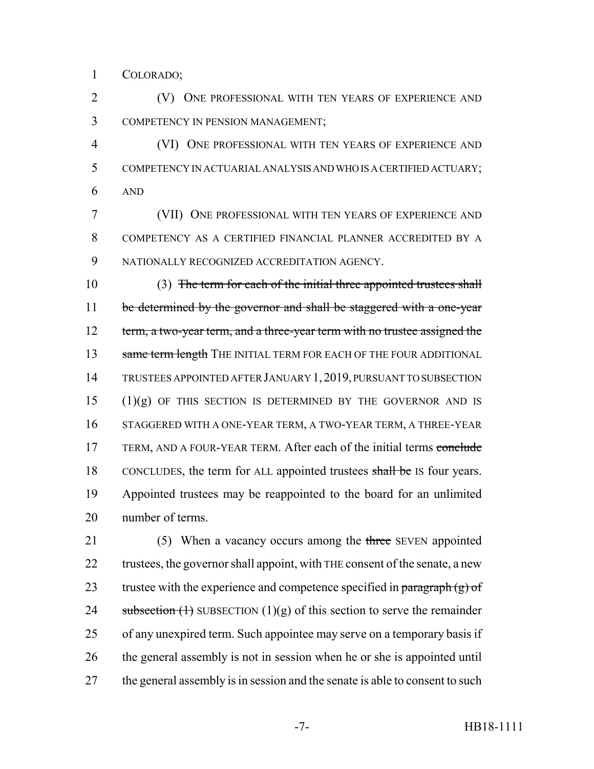COLORADO;

(V) ONE PROFESSIONAL WITH TEN YEARS OF EXPERIENCE AND COMPETENCY IN PENSION MANAGEMENT;

(VI) ONE PROFESSIONAL WITH TEN YEARS OF EXPERIENCE AND COMPETENCY IN ACTUARIAL ANALYSIS AND WHO IS A CERTIFIED ACTUARY; AND

(VII) ONE PROFESSIONAL WITH TEN YEARS OF EXPERIENCE AND COMPETENCY AS A CERTIFIED FINANCIAL PLANNER ACCREDITED BY A NATIONALLY RECOGNIZED ACCREDITATION AGENCY.

(3) ~~The term for each of the initial three appointed trustees shall be determined by the governor and shall be staggered with a one-year term, a two-year term, and a three-year term with no trustee assigned the same term length~~ THE INITIAL TERM FOR EACH OF THE FOUR ADDITIONAL TRUSTEES APPOINTED AFTER JANUARY 1, 2019, PURSUANT TO SUBSECTION (1)(g) OF THIS SECTION IS DETERMINED BY THE GOVERNOR AND IS STAGGERED WITH A ONE-YEAR TERM, A TWO-YEAR TERM, A THREE-YEAR TERM, AND A FOUR-YEAR TERM. After each of the initial terms ~~conclude~~ CONCLUDES, the term for ALL appointed trustees ~~shall be~~ IS four years. Appointed trustees may be reappointed to the board for an unlimited number of terms.

(5) When a vacancy occurs among the ~~three~~ SEVEN appointed trustees, the governor shall appoint, with THE consent of the senate, a new trustee with the experience and competence specified in ~~paragraph (g) of subsection (1)~~ SUBSECTION (1)(g) of this section to serve the remainder of any unexpired term. Such appointee may serve on a temporary basis if the general assembly is not in session when he or she is appointed until the general assembly is in session and the senate is able to consent to such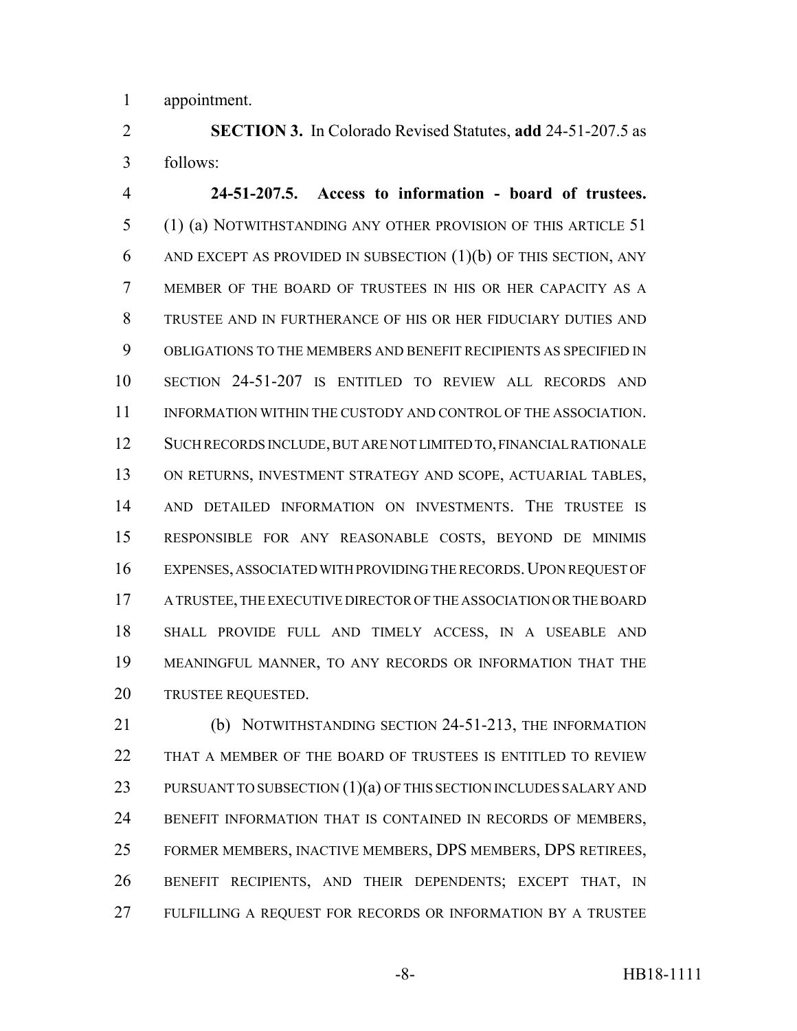appointment.

**SECTION 3.** In Colorado Revised Statutes, **add** 24-51-207.5 as follows:

**24-51-207.5. Access to information - board of trustees.** (1) (a) NOTWITHSTANDING ANY OTHER PROVISION OF THIS ARTICLE 51 AND EXCEPT AS PROVIDED IN SUBSECTION (1)(b) OF THIS SECTION, ANY MEMBER OF THE BOARD OF TRUSTEES IN HIS OR HER CAPACITY AS A TRUSTEE AND IN FURTHERANCE OF HIS OR HER FIDUCIARY DUTIES AND OBLIGATIONS TO THE MEMBERS AND BENEFIT RECIPIENTS AS SPECIFIED IN SECTION 24-51-207 IS ENTITLED TO REVIEW ALL RECORDS AND INFORMATION WITHIN THE CUSTODY AND CONTROL OF THE ASSOCIATION. SUCH RECORDS INCLUDE, BUT ARE NOT LIMITED TO, FINANCIAL RATIONALE ON RETURNS, INVESTMENT STRATEGY AND SCOPE, ACTUARIAL TABLES, AND DETAILED INFORMATION ON INVESTMENTS. THE TRUSTEE IS RESPONSIBLE FOR ANY REASONABLE COSTS, BEYOND DE MINIMIS EXPENSES, ASSOCIATED WITH PROVIDING THE RECORDS. UPON REQUEST OF A TRUSTEE, THE EXECUTIVE DIRECTOR OF THE ASSOCIATION OR THE BOARD SHALL PROVIDE FULL AND TIMELY ACCESS, IN A USEABLE AND MEANINGFUL MANNER, TO ANY RECORDS OR INFORMATION THAT THE TRUSTEE REQUESTED.

(b) NOTWITHSTANDING SECTION 24-51-213, THE INFORMATION THAT A MEMBER OF THE BOARD OF TRUSTEES IS ENTITLED TO REVIEW PURSUANT TO SUBSECTION (1)(a) OF THIS SECTION INCLUDES SALARY AND BENEFIT INFORMATION THAT IS CONTAINED IN RECORDS OF MEMBERS, FORMER MEMBERS, INACTIVE MEMBERS, DPS MEMBERS, DPS RETIREES, BENEFIT RECIPIENTS, AND THEIR DEPENDENTS; EXCEPT THAT, IN FULFILLING A REQUEST FOR RECORDS OR INFORMATION BY A TRUSTEE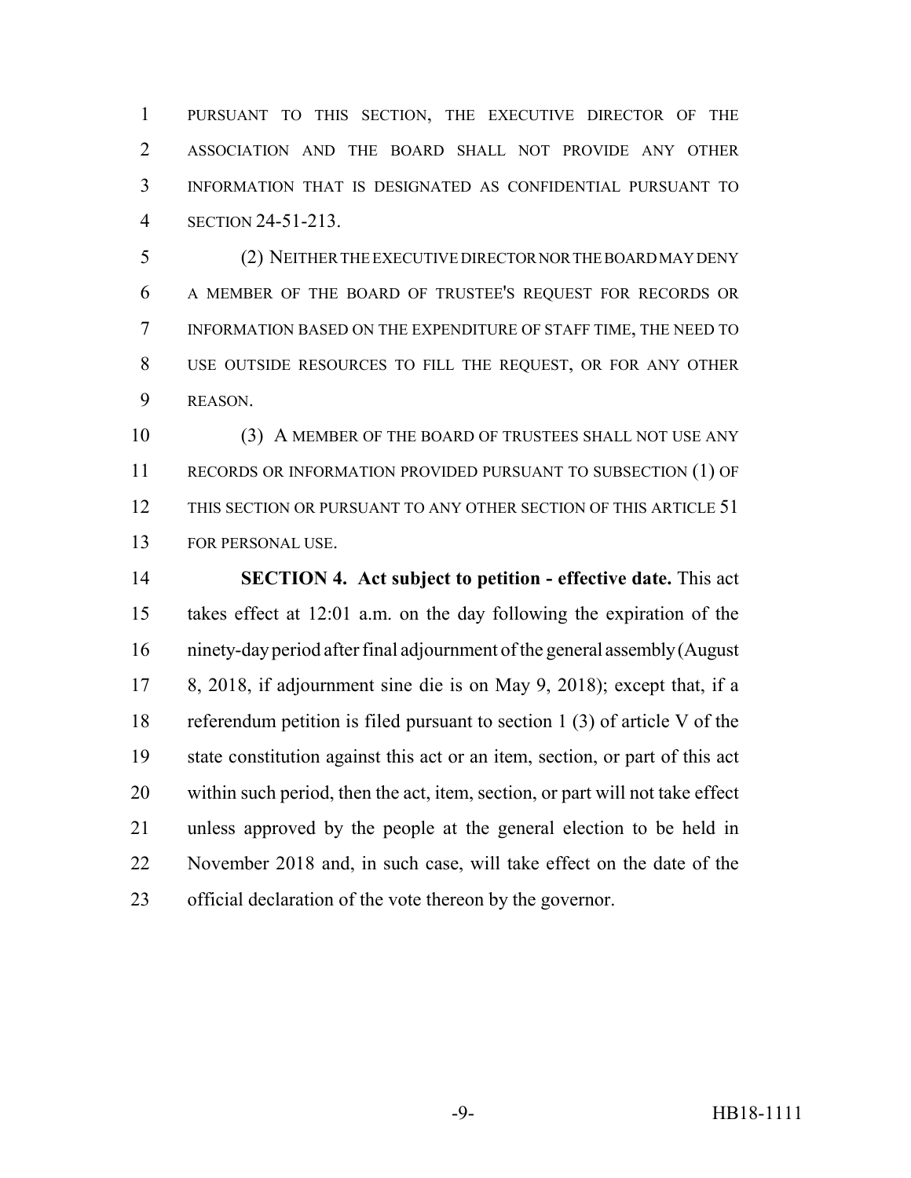PURSUANT TO THIS SECTION, THE EXECUTIVE DIRECTOR OF THE ASSOCIATION AND THE BOARD SHALL NOT PROVIDE ANY OTHER INFORMATION THAT IS DESIGNATED AS CONFIDENTIAL PURSUANT TO SECTION 24-51-213.

(2) NEITHER THE EXECUTIVE DIRECTOR NOR THE BOARD MAY DENY A MEMBER OF THE BOARD OF TRUSTEE'S REQUEST FOR RECORDS OR INFORMATION BASED ON THE EXPENDITURE OF STAFF TIME, THE NEED TO USE OUTSIDE RESOURCES TO FILL THE REQUEST, OR FOR ANY OTHER REASON.

(3) A MEMBER OF THE BOARD OF TRUSTEES SHALL NOT USE ANY RECORDS OR INFORMATION PROVIDED PURSUANT TO SUBSECTION (1) OF THIS SECTION OR PURSUANT TO ANY OTHER SECTION OF THIS ARTICLE 51 FOR PERSONAL USE.

**SECTION 4. Act subject to petition - effective date.** This act takes effect at 12:01 a.m. on the day following the expiration of the ninety-day period after final adjournment of the general assembly (August 8, 2018, if adjournment sine die is on May 9, 2018); except that, if a referendum petition is filed pursuant to section 1 (3) of article V of the state constitution against this act or an item, section, or part of this act within such period, then the act, item, section, or part will not take effect unless approved by the people at the general election to be held in November 2018 and, in such case, will take effect on the date of the official declaration of the vote thereon by the governor.